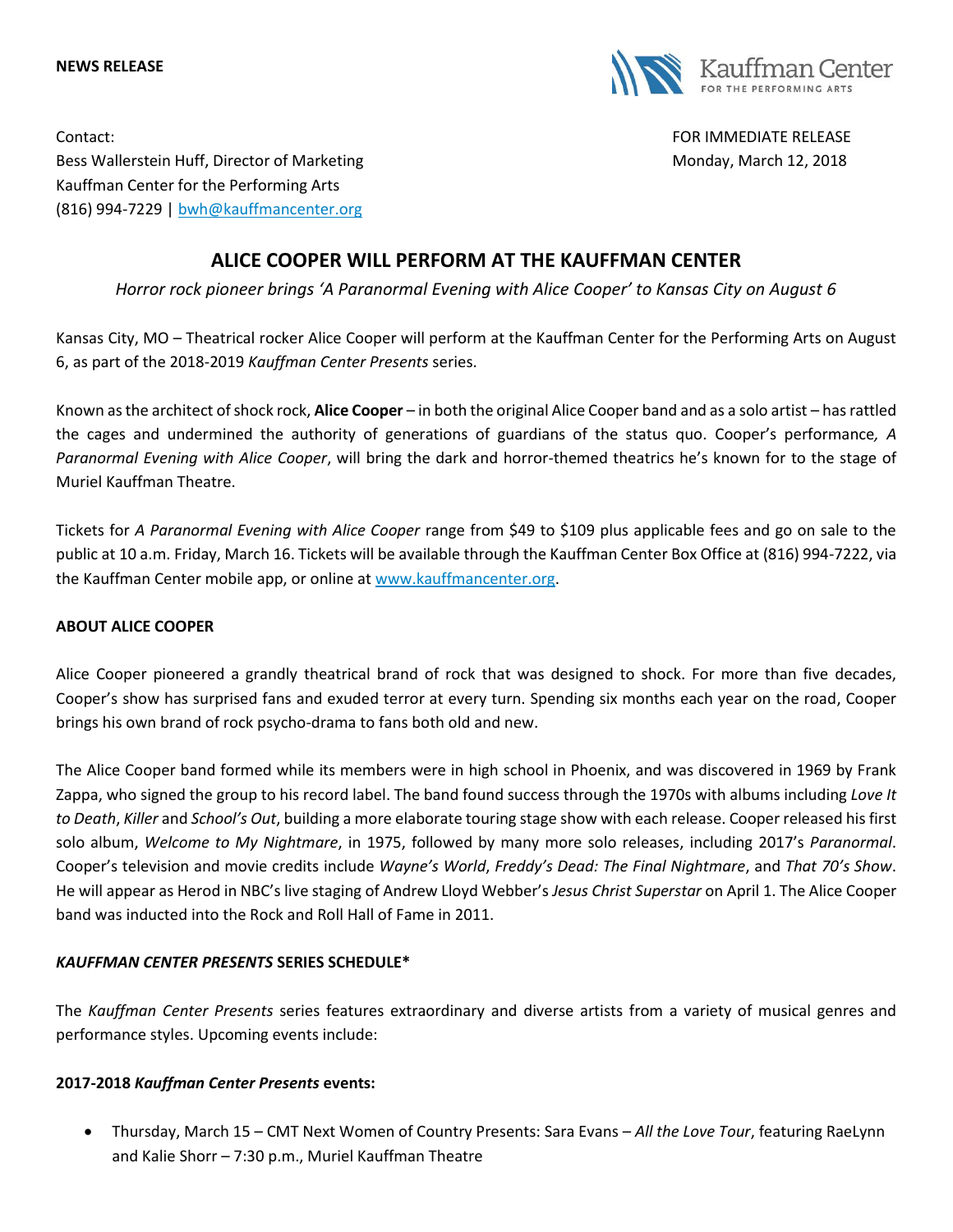**NEWS RELEASE**

Kauffman Center FOR THE PERFORMING ARTS

Contact:
Bess Wallerstein Huff, Director of Marketing
Kauffman Center for the Performing Arts
(816) 994-7229 | bwh@kauffmancenter.org

FOR IMMEDIATE RELEASE
Monday, March 12, 2018

# ALICE COOPER WILL PERFORM AT THE KAUFFMAN CENTER

*Horror rock pioneer brings 'A Paranormal Evening with Alice Cooper' to Kansas City on August 6*

Kansas City, MO – Theatrical rocker Alice Cooper will perform at the Kauffman Center for the Performing Arts on August 6, as part of the 2018-2019 *Kauffman Center Presents* series.

Known as the architect of shock rock, **Alice Cooper** – in both the original Alice Cooper band and as a solo artist – has rattled the cages and undermined the authority of generations of guardians of the status quo. Cooper's performance*, A Paranormal Evening with Alice Cooper*, will bring the dark and horror-themed theatrics he's known for to the stage of Muriel Kauffman Theatre.

Tickets for *A Paranormal Evening with Alice Cooper* range from $49 to $109 plus applicable fees and go on sale to the public at 10 a.m. Friday, March 16. Tickets will be available through the Kauffman Center Box Office at (816) 994-7222, via the Kauffman Center mobile app, or online at www.kauffmancenter.org.

**ABOUT ALICE COOPER**

Alice Cooper pioneered a grandly theatrical brand of rock that was designed to shock. For more than five decades, Cooper's show has surprised fans and exuded terror at every turn. Spending six months each year on the road, Cooper brings his own brand of rock psycho-drama to fans both old and new.

The Alice Cooper band formed while its members were in high school in Phoenix, and was discovered in 1969 by Frank Zappa, who signed the group to his record label. The band found success through the 1970s with albums including *Love It to Death*, *Killer* and *School's Out*, building a more elaborate touring stage show with each release. Cooper released his first solo album, *Welcome to My Nightmare*, in 1975, followed by many more solo releases, including 2017's *Paranormal*. Cooper's television and movie credits include *Wayne's World*, *Freddy's Dead: The Final Nightmare*, and *That 70's Show*. He will appear as Herod in NBC's live staging of Andrew Lloyd Webber's *Jesus Christ Superstar* on April 1. The Alice Cooper band was inducted into the Rock and Roll Hall of Fame in 2011.

***KAUFFMAN CENTER PRESENTS* SERIES SCHEDULE***

The *Kauffman Center Presents* series features extraordinary and diverse artists from a variety of musical genres and performance styles. Upcoming events include:

**2017-2018 *Kauffman Center Presents* events:**

- Thursday, March 15 – CMT Next Women of Country Presents: Sara Evans – *All the Love Tour*, featuring RaeLynn and Kalie Shorr – 7:30 p.m., Muriel Kauffman Theatre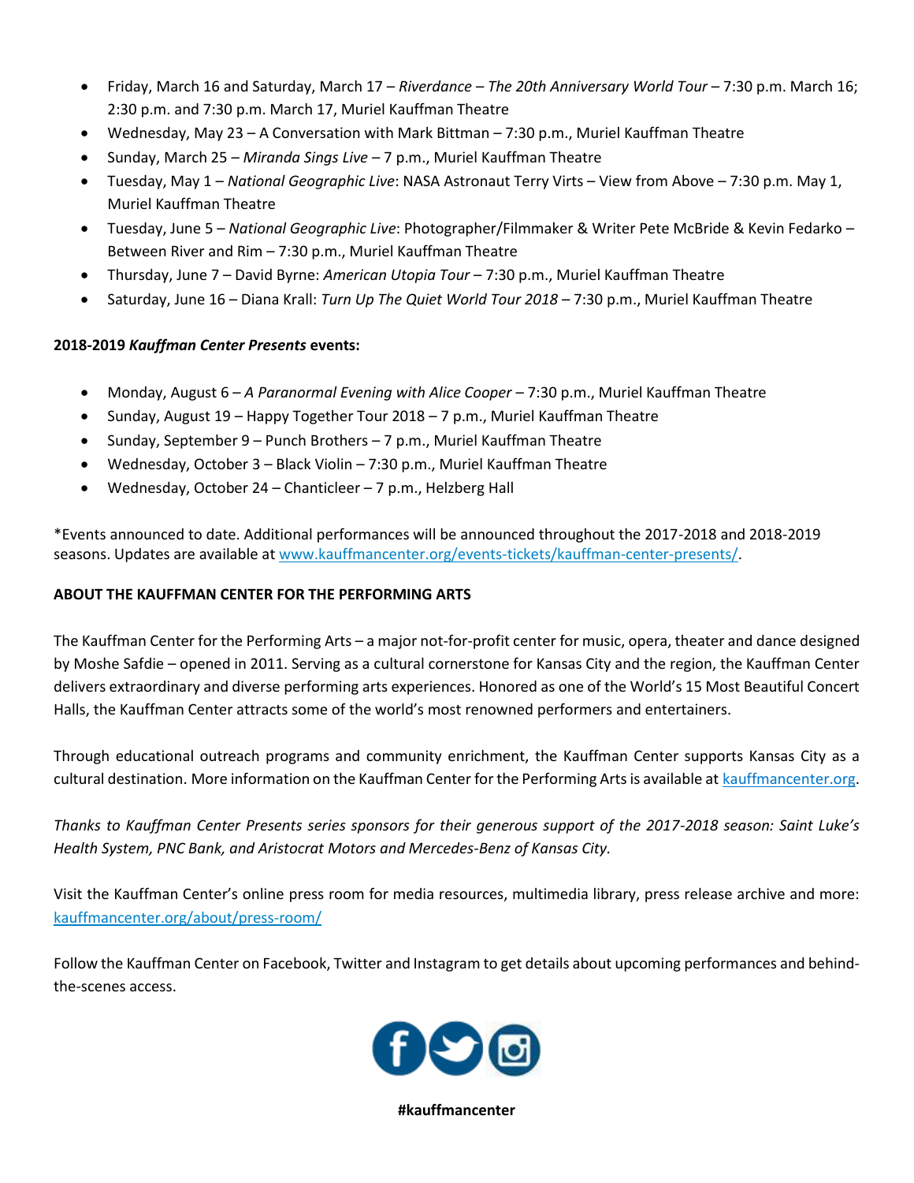- Friday, March 16 and Saturday, March 17 – *Riverdance – The 20th Anniversary World Tour* – 7:30 p.m. March 16; 2:30 p.m. and 7:30 p.m. March 17, Muriel Kauffman Theatre
- Wednesday, May 23 – A Conversation with Mark Bittman – 7:30 p.m., Muriel Kauffman Theatre
- Sunday, March 25 – *Miranda Sings Live* – 7 p.m., Muriel Kauffman Theatre
- Tuesday, May 1 – *National Geographic Live*: NASA Astronaut Terry Virts – View from Above – 7:30 p.m. May 1, Muriel Kauffman Theatre
- Tuesday, June 5 – *National Geographic Live*: Photographer/Filmmaker & Writer Pete McBride & Kevin Fedarko – Between River and Rim – 7:30 p.m., Muriel Kauffman Theatre
- Thursday, June 7 – David Byrne: *American Utopia Tour* – 7:30 p.m., Muriel Kauffman Theatre
- Saturday, June 16 – Diana Krall: *Turn Up The Quiet World Tour 2018* – 7:30 p.m., Muriel Kauffman Theatre

**2018-2019 *Kauffman Center Presents* events:**

- Monday, August 6 – *A Paranormal Evening with Alice Cooper* – 7:30 p.m., Muriel Kauffman Theatre
- Sunday, August 19 – Happy Together Tour 2018 – 7 p.m., Muriel Kauffman Theatre
- Sunday, September 9 – Punch Brothers – 7 p.m., Muriel Kauffman Theatre
- Wednesday, October 3 – Black Violin – 7:30 p.m., Muriel Kauffman Theatre
- Wednesday, October 24 – Chanticleer – 7 p.m., Helzberg Hall

*Events announced to date. Additional performances will be announced throughout the 2017-2018 and 2018-2019 seasons. Updates are available at www.kauffmancenter.org/events-tickets/kauffman-center-presents/.

**ABOUT THE KAUFFMAN CENTER FOR THE PERFORMING ARTS**

The Kauffman Center for the Performing Arts – a major not-for-profit center for music, opera, theater and dance designed by Moshe Safdie – opened in 2011. Serving as a cultural cornerstone for Kansas City and the region, the Kauffman Center delivers extraordinary and diverse performing arts experiences. Honored as one of the World's 15 Most Beautiful Concert Halls, the Kauffman Center attracts some of the world's most renowned performers and entertainers.

Through educational outreach programs and community enrichment, the Kauffman Center supports Kansas City as a cultural destination. More information on the Kauffman Center for the Performing Arts is available at kauffmancenter.org.

*Thanks to Kauffman Center Presents series sponsors for their generous support of the 2017-2018 season: Saint Luke's Health System, PNC Bank, and Aristocrat Motors and Mercedes-Benz of Kansas City.*

Visit the Kauffman Center's online press room for media resources, multimedia library, press release archive and more: kauffmancenter.org/about/press-room/

Follow the Kauffman Center on Facebook, Twitter and Instagram to get details about upcoming performances and behind-the-scenes access.

**#kauffmancenter**